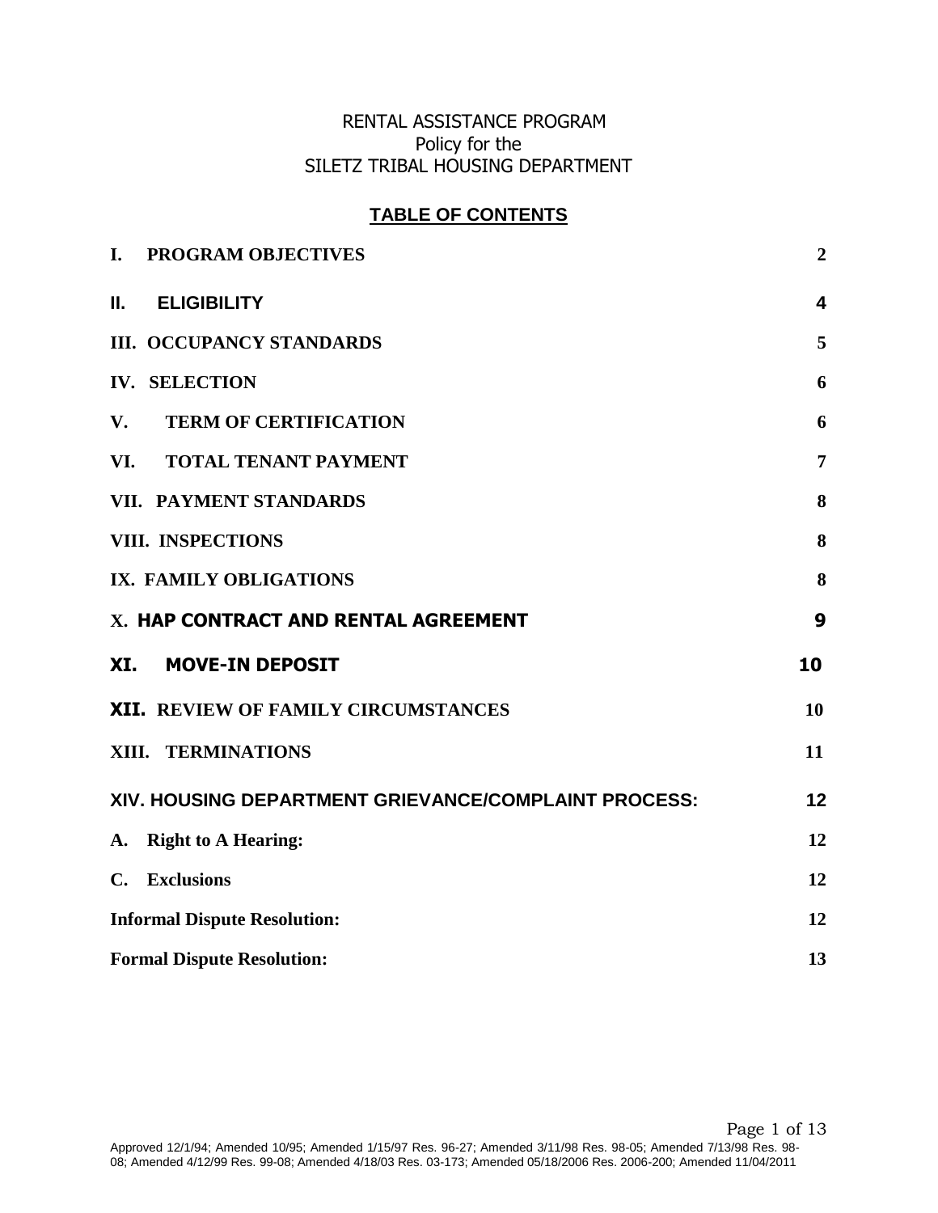# RENTAL ASSISTANCE PROGRAM
Policy for the
SILETZ TRIBAL HOUSING DEPARTMENT

## TABLE OF CONTENTS

| | |
|---|---|
| **I. PROGRAM OBJECTIVES** | **2** |
| **II. ELIGIBILITY** | **4** |
| **III. OCCUPANCY STANDARDS** | **5** |
| **IV. SELECTION** | **6** |
| **V. TERM OF CERTIFICATION** | **6** |
| **VI. TOTAL TENANT PAYMENT** | **7** |
| **VII. PAYMENT STANDARDS** | **8** |
| **VIII. INSPECTIONS** | **8** |
| **IX. FAMILY OBLIGATIONS** | **8** |
| **X. HAP CONTRACT AND RENTAL AGREEMENT** | **9** |
| **XI. MOVE-IN DEPOSIT** | **10** |
| **XII. REVIEW OF FAMILY CIRCUMSTANCES** | **10** |
| **XIII. TERMINATIONS** | **11** |
| **XIV. HOUSING DEPARTMENT GRIEVANCE/COMPLAINT PROCESS:** | **12** |
| **A. Right to A Hearing:** | **12** |
| **C. Exclusions** | **12** |
| **Informal Dispute Resolution:** | **12** |
| **Formal Dispute Resolution:** | **13** |

Approved 12/1/94; Amended 10/95; Amended 1/15/97 Res. 96-27; Amended 3/11/98 Res. 98-05; Amended 7/13/98 Res. 98-08; Amended 4/12/99 Res. 99-08; Amended 4/18/03 Res. 03-173; Amended 05/18/2006 Res. 2006-200; Amended 11/04/2011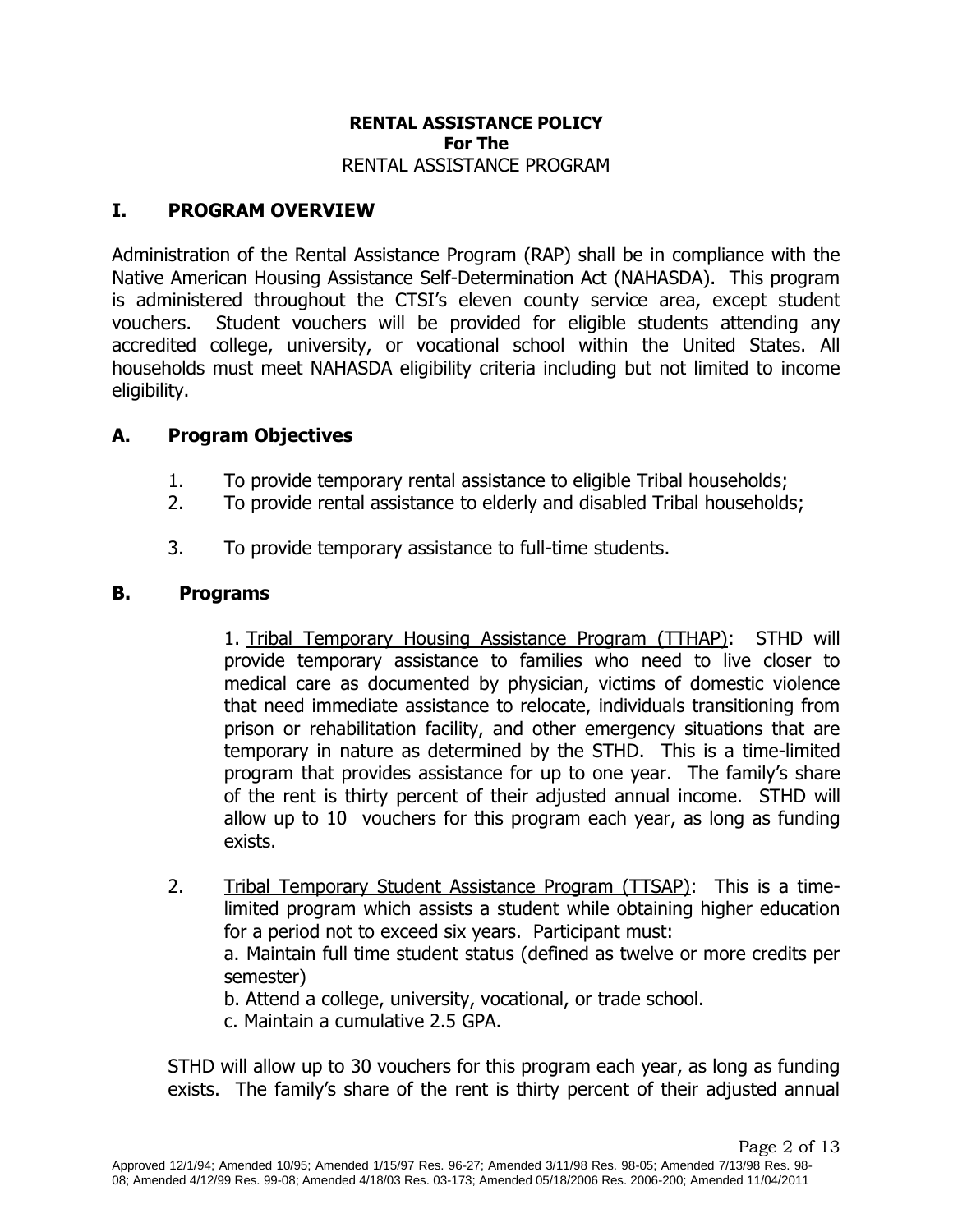**RENTAL ASSISTANCE POLICY**
**For The**
RENTAL ASSISTANCE PROGRAM

## I. PROGRAM OVERVIEW

Administration of the Rental Assistance Program (RAP) shall be in compliance with the Native American Housing Assistance Self-Determination Act (NAHASDA). This program is administered throughout the CTSI's eleven county service area, except student vouchers. Student vouchers will be provided for eligible students attending any accredited college, university, or vocational school within the United States. All households must meet NAHASDA eligibility criteria including but not limited to income eligibility.

### A. Program Objectives

1. To provide temporary rental assistance to eligible Tribal households;
2. To provide rental assistance to elderly and disabled Tribal households;
3. To provide temporary assistance to full-time students.

### B. Programs

1. Tribal Temporary Housing Assistance Program (TTHAP): STHD will provide temporary assistance to families who need to live closer to medical care as documented by physician, victims of domestic violence that need immediate assistance to relocate, individuals transitioning from prison or rehabilitation facility, and other emergency situations that are temporary in nature as determined by the STHD. This is a time-limited program that provides assistance for up to one year. The family's share of the rent is thirty percent of their adjusted annual income. STHD will allow up to 10 vouchers for this program each year, as long as funding exists.

2. Tribal Temporary Student Assistance Program (TTSAP): This is a time-limited program which assists a student while obtaining higher education for a period not to exceed six years. Participant must:
   a. Maintain full time student status (defined as twelve or more credits per semester)
   b. Attend a college, university, vocational, or trade school.
   c. Maintain a cumulative 2.5 GPA.

   STHD will allow up to 30 vouchers for this program each year, as long as funding exists. The family's share of the rent is thirty percent of their adjusted annual

Approved 12/1/94; Amended 10/95; Amended 1/15/97 Res. 96-27; Amended 3/11/98 Res. 98-05; Amended 7/13/98 Res. 98-08; Amended 4/12/99 Res. 99-08; Amended 4/18/03 Res. 03-173; Amended 05/18/2006 Res. 2006-200; Amended 11/04/2011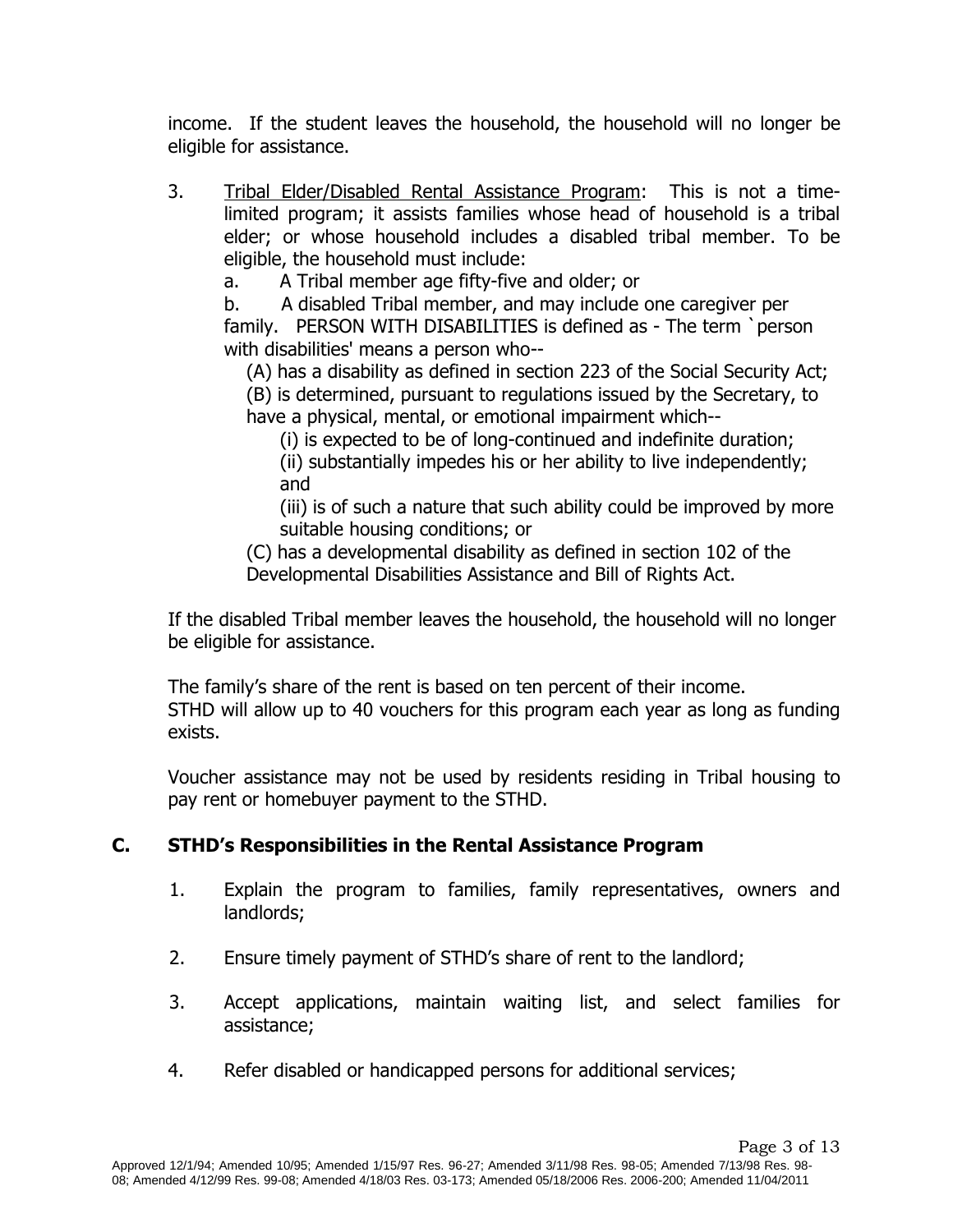income. If the student leaves the household, the household will no longer be eligible for assistance.

3. Tribal Elder/Disabled Rental Assistance Program: This is not a time-limited program; it assists families whose head of household is a tribal elder; or whose household includes a disabled tribal member. To be eligible, the household must include:

   a. A Tribal member age fifty-five and older; or

   b. A disabled Tribal member, and may include one caregiver per family. PERSON WITH DISABILITIES is defined as - The term `person with disabilities' means a person who--

      (A) has a disability as defined in section 223 of the Social Security Act;

      (B) is determined, pursuant to regulations issued by the Secretary, to have a physical, mental, or emotional impairment which--

         (i) is expected to be of long-continued and indefinite duration;

         (ii) substantially impedes his or her ability to live independently; and

         (iii) is of such a nature that such ability could be improved by more suitable housing conditions; or

      (C) has a developmental disability as defined in section 102 of the Developmental Disabilities Assistance and Bill of Rights Act.

   If the disabled Tribal member leaves the household, the household will no longer be eligible for assistance.

   The family's share of the rent is based on ten percent of their income. STHD will allow up to 40 vouchers for this program each year as long as funding exists.

   Voucher assistance may not be used by residents residing in Tribal housing to pay rent or homebuyer payment to the STHD.

## C. STHD's Responsibilities in the Rental Assistance Program

1. Explain the program to families, family representatives, owners and landlords;

2. Ensure timely payment of STHD's share of rent to the landlord;

3. Accept applications, maintain waiting list, and select families for assistance;

4. Refer disabled or handicapped persons for additional services;

Approved 12/1/94; Amended 10/95; Amended 1/15/97 Res. 96-27; Amended 3/11/98 Res. 98-05; Amended 7/13/98 Res. 98-08; Amended 4/12/99 Res. 99-08; Amended 4/18/03 Res. 03-173; Amended 05/18/2006 Res. 2006-200; Amended 11/04/2011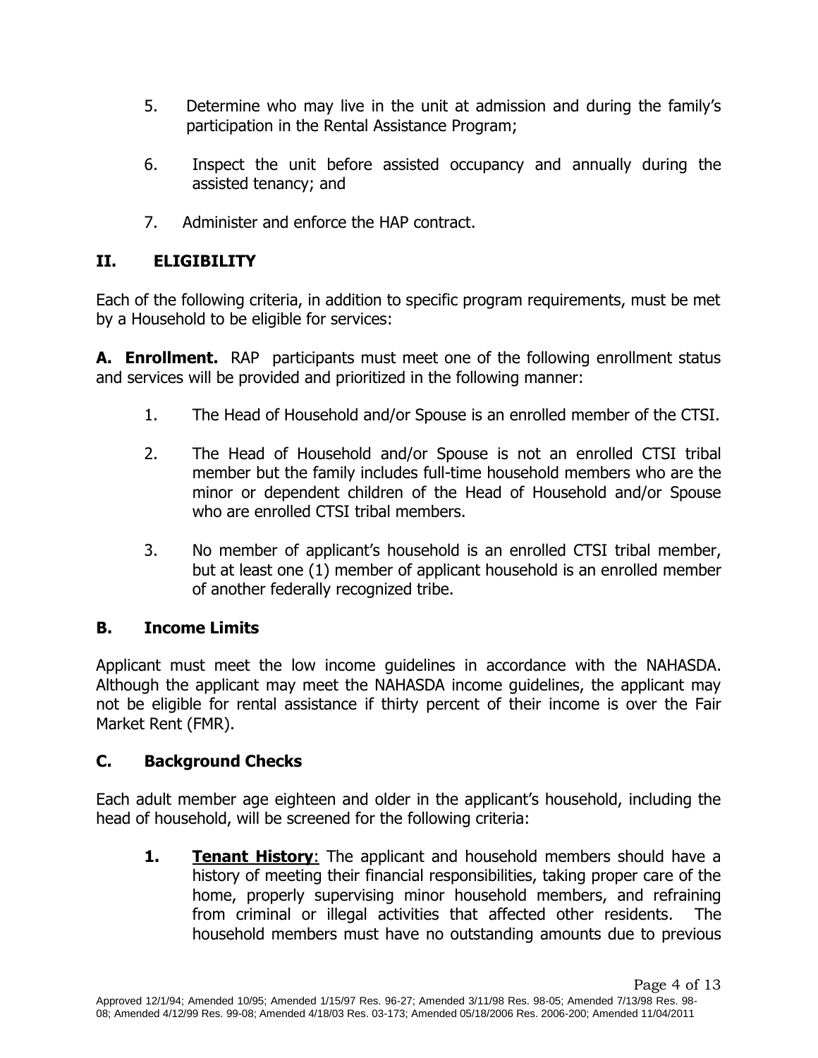5. Determine who may live in the unit at admission and during the family's participation in the Rental Assistance Program;

6. Inspect the unit before assisted occupancy and annually during the assisted tenancy; and

7. Administer and enforce the HAP contract.

## II. ELIGIBILITY

Each of the following criteria, in addition to specific program requirements, must be met by a Household to be eligible for services:

**A. Enrollment.** RAP participants must meet one of the following enrollment status and services will be provided and prioritized in the following manner:

1. The Head of Household and/or Spouse is an enrolled member of the CTSI.

2. The Head of Household and/or Spouse is not an enrolled CTSI tribal member but the family includes full-time household members who are the minor or dependent children of the Head of Household and/or Spouse who are enrolled CTSI tribal members.

3. No member of applicant's household is an enrolled CTSI tribal member, but at least one (1) member of applicant household is an enrolled member of another federally recognized tribe.

### B. Income Limits

Applicant must meet the low income guidelines in accordance with the NAHASDA. Although the applicant may meet the NAHASDA income guidelines, the applicant may not be eligible for rental assistance if thirty percent of their income is over the Fair Market Rent (FMR).

### C. Background Checks

Each adult member age eighteen and older in the applicant's household, including the head of household, will be screened for the following criteria:

1. **Tenant History**: The applicant and household members should have a history of meeting their financial responsibilities, taking proper care of the home, properly supervising minor household members, and refraining from criminal or illegal activities that affected other residents. The household members must have no outstanding amounts due to previous

Approved 12/1/94; Amended 10/95; Amended 1/15/97 Res. 96-27; Amended 3/11/98 Res. 98-05; Amended 7/13/98 Res. 98-08; Amended 4/12/99 Res. 99-08; Amended 4/18/03 Res. 03-173; Amended 05/18/2006 Res. 2006-200; Amended 11/04/2011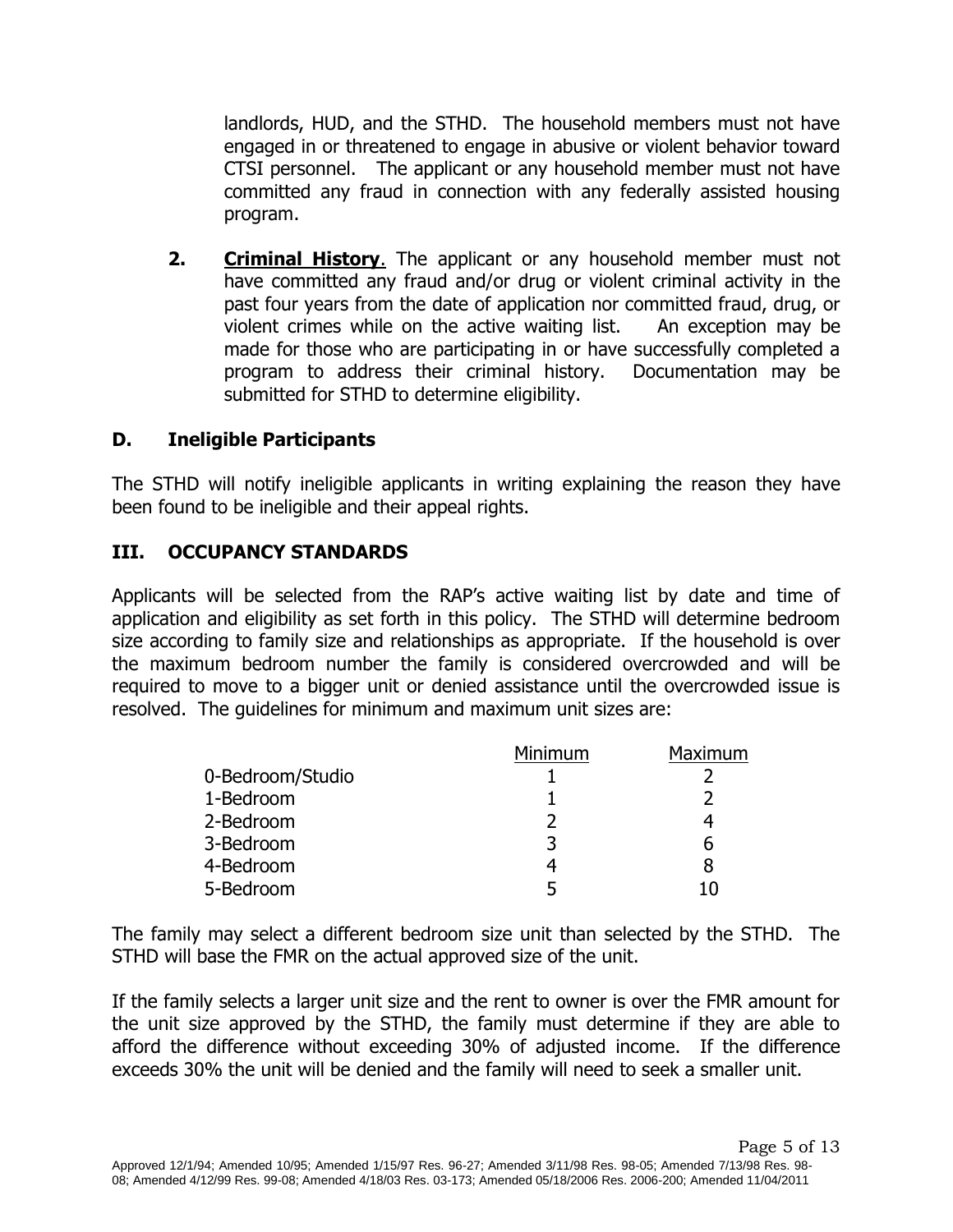landlords, HUD, and the STHD. The household members must not have engaged in or threatened to engage in abusive or violent behavior toward CTSI personnel. The applicant or any household member must not have committed any fraud in connection with any federally assisted housing program.

2. **Criminal History**. The applicant or any household member must not have committed any fraud and/or drug or violent criminal activity in the past four years from the date of application nor committed fraud, drug, or violent crimes while on the active waiting list. An exception may be made for those who are participating in or have successfully completed a program to address their criminal history. Documentation may be submitted for STHD to determine eligibility.

### D. Ineligible Participants

The STHD will notify ineligible applicants in writing explaining the reason they have been found to be ineligible and their appeal rights.

## III. OCCUPANCY STANDARDS

Applicants will be selected from the RAP's active waiting list by date and time of application and eligibility as set forth in this policy. The STHD will determine bedroom size according to family size and relationships as appropriate. If the household is over the maximum bedroom number the family is considered overcrowded and will be required to move to a bigger unit or denied assistance until the overcrowded issue is resolved. The guidelines for minimum and maximum unit sizes are:

| | Minimum | Maximum |
|---|---|---|
| 0-Bedroom/Studio | 1 | 2 |
| 1-Bedroom | 1 | 2 |
| 2-Bedroom | 2 | 4 |
| 3-Bedroom | 3 | 6 |
| 4-Bedroom | 4 | 8 |
| 5-Bedroom | 5 | 10 |

The family may select a different bedroom size unit than selected by the STHD. The STHD will base the FMR on the actual approved size of the unit.

If the family selects a larger unit size and the rent to owner is over the FMR amount for the unit size approved by the STHD, the family must determine if they are able to afford the difference without exceeding 30% of adjusted income. If the difference exceeds 30% the unit will be denied and the family will need to seek a smaller unit.

Approved 12/1/94; Amended 10/95; Amended 1/15/97 Res. 96-27; Amended 3/11/98 Res. 98-05; Amended 7/13/98 Res. 98-08; Amended 4/12/99 Res. 99-08; Amended 4/18/03 Res. 03-173; Amended 05/18/2006 Res. 2006-200; Amended 11/04/2011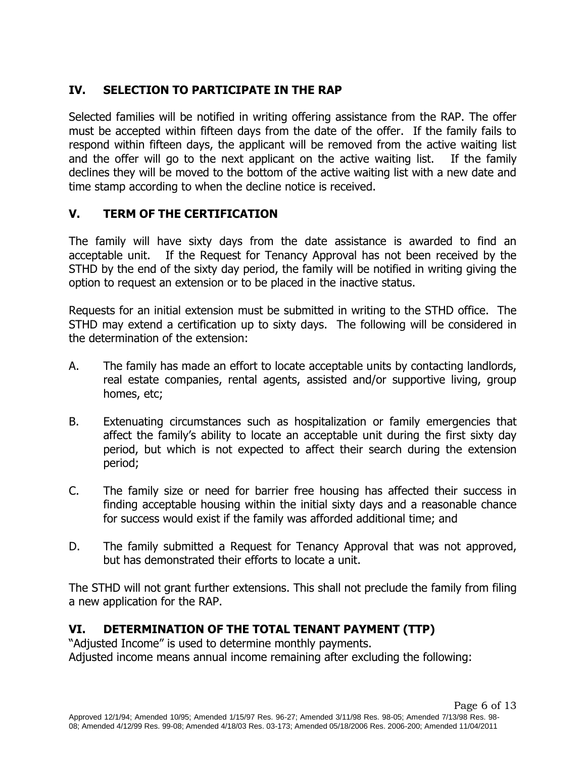## IV. SELECTION TO PARTICIPATE IN THE RAP

Selected families will be notified in writing offering assistance from the RAP. The offer must be accepted within fifteen days from the date of the offer. If the family fails to respond within fifteen days, the applicant will be removed from the active waiting list and the offer will go to the next applicant on the active waiting list. If the family declines they will be moved to the bottom of the active waiting list with a new date and time stamp according to when the decline notice is received.

## V. TERM OF THE CERTIFICATION

The family will have sixty days from the date assistance is awarded to find an acceptable unit. If the Request for Tenancy Approval has not been received by the STHD by the end of the sixty day period, the family will be notified in writing giving the option to request an extension or to be placed in the inactive status.

Requests for an initial extension must be submitted in writing to the STHD office. The STHD may extend a certification up to sixty days. The following will be considered in the determination of the extension:

A. The family has made an effort to locate acceptable units by contacting landlords, real estate companies, rental agents, assisted and/or supportive living, group homes, etc;

B. Extenuating circumstances such as hospitalization or family emergencies that affect the family's ability to locate an acceptable unit during the first sixty day period, but which is not expected to affect their search during the extension period;

C. The family size or need for barrier free housing has affected their success in finding acceptable housing within the initial sixty days and a reasonable chance for success would exist if the family was afforded additional time; and

D. The family submitted a Request for Tenancy Approval that was not approved, but has demonstrated their efforts to locate a unit.

The STHD will not grant further extensions. This shall not preclude the family from filing a new application for the RAP.

## VI. DETERMINATION OF THE TOTAL TENANT PAYMENT (TTP)

"Adjusted Income" is used to determine monthly payments.
Adjusted income means annual income remaining after excluding the following:

Approved 12/1/94; Amended 10/95; Amended 1/15/97 Res. 96-27; Amended 3/11/98 Res. 98-05; Amended 7/13/98 Res. 98-08; Amended 4/12/99 Res. 99-08; Amended 4/18/03 Res. 03-173; Amended 05/18/2006 Res. 2006-200; Amended 11/04/2011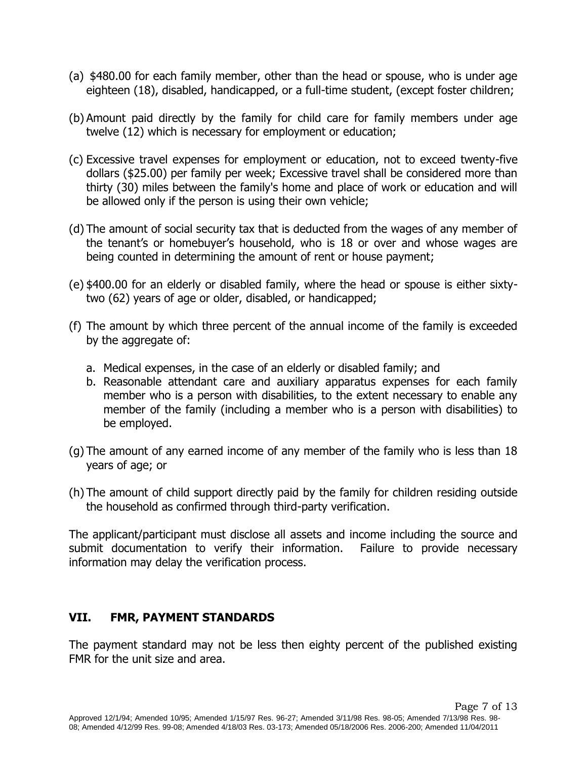(a) $480.00 for each family member, other than the head or spouse, who is under age eighteen (18), disabled, handicapped, or a full-time student, (except foster children;

(b) Amount paid directly by the family for child care for family members under age twelve (12) which is necessary for employment or education;

(c) Excessive travel expenses for employment or education, not to exceed twenty-five dollars ($25.00) per family per week; Excessive travel shall be considered more than thirty (30) miles between the family's home and place of work or education and will be allowed only if the person is using their own vehicle;

(d) The amount of social security tax that is deducted from the wages of any member of the tenant's or homebuyer's household, who is 18 or over and whose wages are being counted in determining the amount of rent or house payment;

(e) $400.00 for an elderly or disabled family, where the head or spouse is either sixty-two (62) years of age or older, disabled, or handicapped;

(f) The amount by which three percent of the annual income of the family is exceeded by the aggregate of:

   a. Medical expenses, in the case of an elderly or disabled family; and
   b. Reasonable attendant care and auxiliary apparatus expenses for each family member who is a person with disabilities, to the extent necessary to enable any member of the family (including a member who is a person with disabilities) to be employed.

(g) The amount of any earned income of any member of the family who is less than 18 years of age; or

(h) The amount of child support directly paid by the family for children residing outside the household as confirmed through third-party verification.

The applicant/participant must disclose all assets and income including the source and submit documentation to verify their information. Failure to provide necessary information may delay the verification process.

## VII. FMR, PAYMENT STANDARDS

The payment standard may not be less then eighty percent of the published existing FMR for the unit size and area.

Approved 12/1/94; Amended 10/95; Amended 1/15/97 Res. 96-27; Amended 3/11/98 Res. 98-05; Amended 7/13/98 Res. 98-08; Amended 4/12/99 Res. 99-08; Amended 4/18/03 Res. 03-173; Amended 05/18/2006 Res. 2006-200; Amended 11/04/2011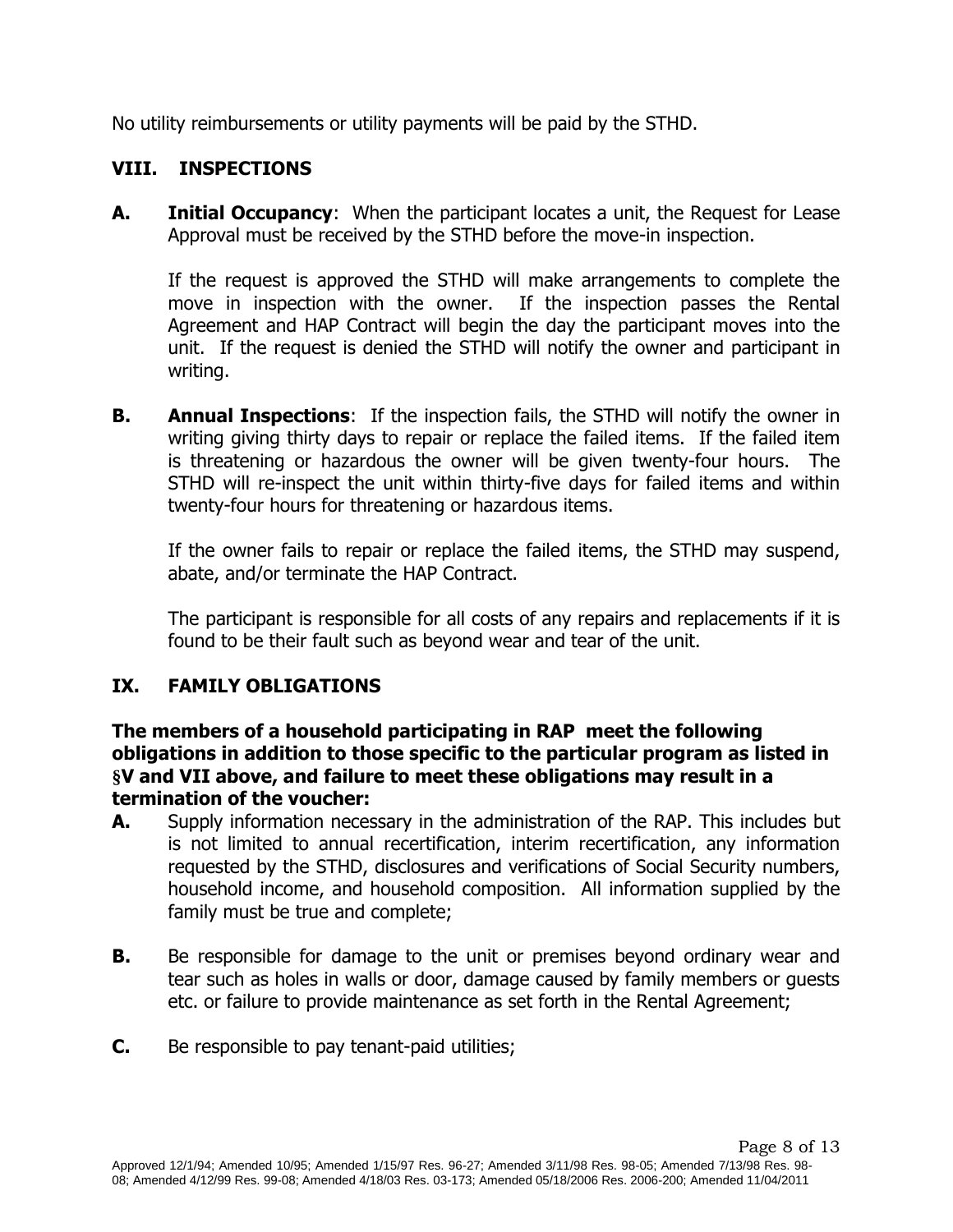No utility reimbursements or utility payments will be paid by the STHD.

## VIII. INSPECTIONS

**A. Initial Occupancy**: When the participant locates a unit, the Request for Lease Approval must be received by the STHD before the move-in inspection.

If the request is approved the STHD will make arrangements to complete the move in inspection with the owner. If the inspection passes the Rental Agreement and HAP Contract will begin the day the participant moves into the unit. If the request is denied the STHD will notify the owner and participant in writing.

**B. Annual Inspections**: If the inspection fails, the STHD will notify the owner in writing giving thirty days to repair or replace the failed items. If the failed item is threatening or hazardous the owner will be given twenty-four hours. The STHD will re-inspect the unit within thirty-five days for failed items and within twenty-four hours for threatening or hazardous items.

If the owner fails to repair or replace the failed items, the STHD may suspend, abate, and/or terminate the HAP Contract.

The participant is responsible for all costs of any repairs and replacements if it is found to be their fault such as beyond wear and tear of the unit.

## IX. FAMILY OBLIGATIONS

**The members of a household participating in RAP meet the following obligations in addition to those specific to the particular program as listed in §V and VII above, and failure to meet these obligations may result in a termination of the voucher:**

**A.** Supply information necessary in the administration of the RAP. This includes but is not limited to annual recertification, interim recertification, any information requested by the STHD, disclosures and verifications of Social Security numbers, household income, and household composition. All information supplied by the family must be true and complete;

**B.** Be responsible for damage to the unit or premises beyond ordinary wear and tear such as holes in walls or door, damage caused by family members or guests etc. or failure to provide maintenance as set forth in the Rental Agreement;

**C.** Be responsible to pay tenant-paid utilities;

Approved 12/1/94; Amended 10/95; Amended 1/15/97 Res. 96-27; Amended 3/11/98 Res. 98-05; Amended 7/13/98 Res. 98-08; Amended 4/12/99 Res. 99-08; Amended 4/18/03 Res. 03-173; Amended 05/18/2006 Res. 2006-200; Amended 11/04/2011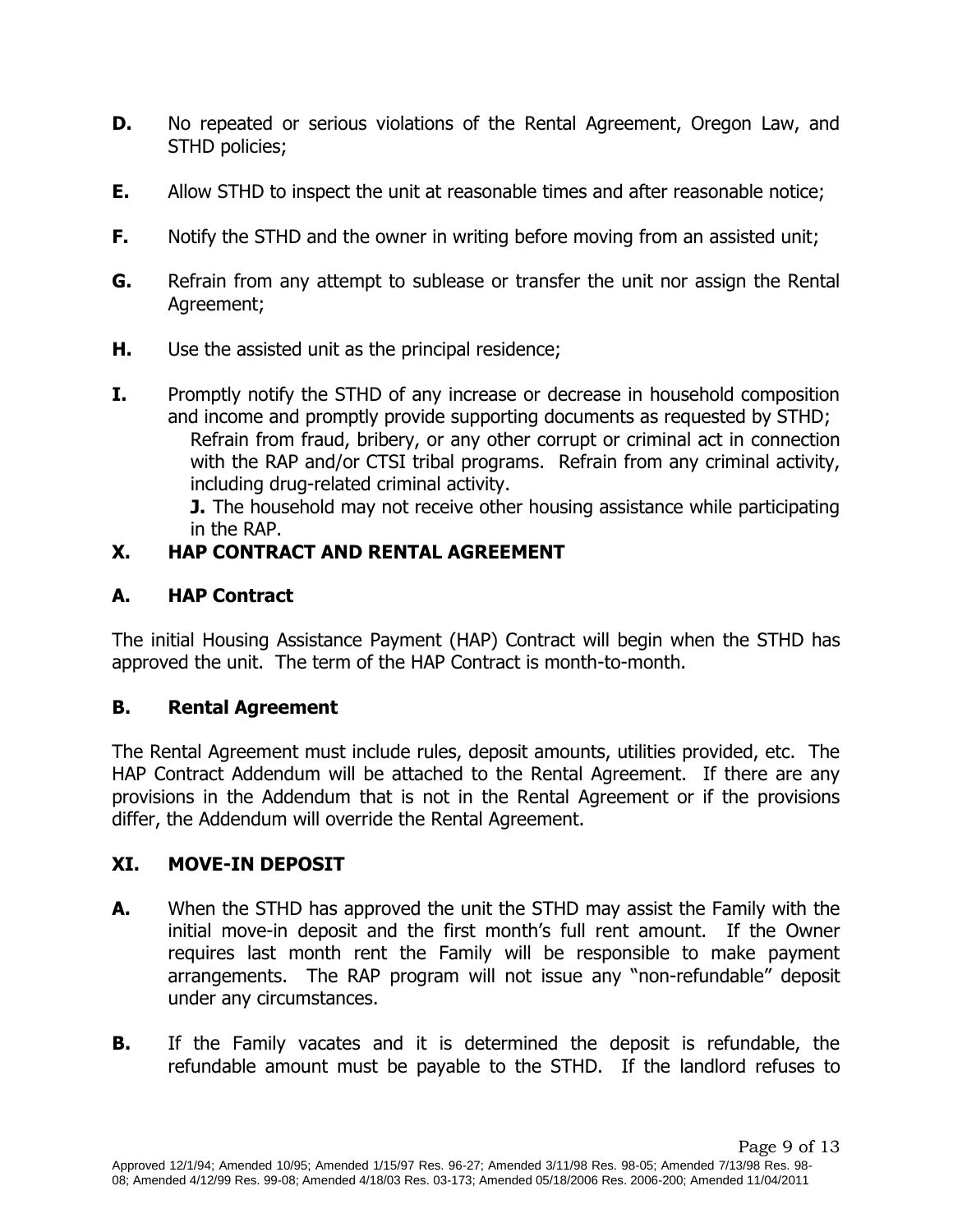**D.** No repeated or serious violations of the Rental Agreement, Oregon Law, and STHD policies;

**E.** Allow STHD to inspect the unit at reasonable times and after reasonable notice;

**F.** Notify the STHD and the owner in writing before moving from an assisted unit;

**G.** Refrain from any attempt to sublease or transfer the unit nor assign the Rental Agreement;

**H.** Use the assisted unit as the principal residence;

**I.** Promptly notify the STHD of any increase or decrease in household composition and income and promptly provide supporting documents as requested by STHD;
Refrain from fraud, bribery, or any other corrupt or criminal act in connection with the RAP and/or CTSI tribal programs. Refrain from any criminal activity, including drug-related criminal activity.
**J.** The household may not receive other housing assistance while participating in the RAP.

## X. HAP CONTRACT AND RENTAL AGREEMENT

### A. HAP Contract

The initial Housing Assistance Payment (HAP) Contract will begin when the STHD has approved the unit. The term of the HAP Contract is month-to-month.

### B. Rental Agreement

The Rental Agreement must include rules, deposit amounts, utilities provided, etc. The HAP Contract Addendum will be attached to the Rental Agreement. If there are any provisions in the Addendum that is not in the Rental Agreement or if the provisions differ, the Addendum will override the Rental Agreement.

## XI. MOVE-IN DEPOSIT

**A.** When the STHD has approved the unit the STHD may assist the Family with the initial move-in deposit and the first month's full rent amount. If the Owner requires last month rent the Family will be responsible to make payment arrangements. The RAP program will not issue any "non-refundable" deposit under any circumstances.

**B.** If the Family vacates and it is determined the deposit is refundable, the refundable amount must be payable to the STHD. If the landlord refuses to

Approved 12/1/94; Amended 10/95; Amended 1/15/97 Res. 96-27; Amended 3/11/98 Res. 98-05; Amended 7/13/98 Res. 98-08; Amended 4/12/99 Res. 99-08; Amended 4/18/03 Res. 03-173; Amended 05/18/2006 Res. 2006-200; Amended 11/04/2011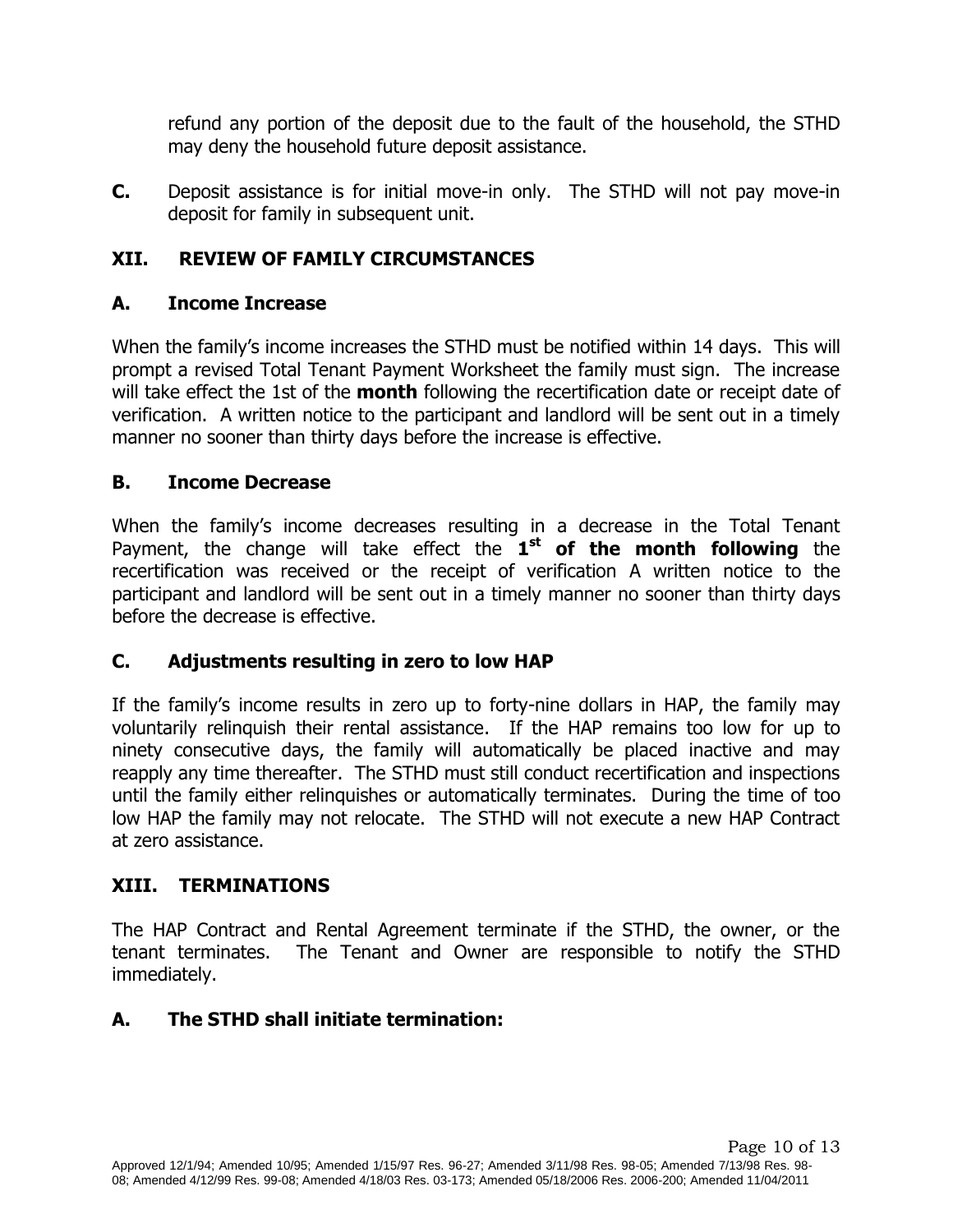refund any portion of the deposit due to the fault of the household, the STHD may deny the household future deposit assistance.

**C.** Deposit assistance is for initial move-in only. The STHD will not pay move-in deposit for family in subsequent unit.

## XII. REVIEW OF FAMILY CIRCUMSTANCES

### A. Income Increase

When the family's income increases the STHD must be notified within 14 days. This will prompt a revised Total Tenant Payment Worksheet the family must sign. The increase will take effect the 1st of the **month** following the recertification date or receipt date of verification. A written notice to the participant and landlord will be sent out in a timely manner no sooner than thirty days before the increase is effective.

### B. Income Decrease

When the family's income decreases resulting in a decrease in the Total Tenant Payment, the change will take effect the **1st of the month following** the recertification was received or the receipt of verification A written notice to the participant and landlord will be sent out in a timely manner no sooner than thirty days before the decrease is effective.

### C. Adjustments resulting in zero to low HAP

If the family's income results in zero up to forty-nine dollars in HAP, the family may voluntarily relinquish their rental assistance. If the HAP remains too low for up to ninety consecutive days, the family will automatically be placed inactive and may reapply any time thereafter. The STHD must still conduct recertification and inspections until the family either relinquishes or automatically terminates. During the time of too low HAP the family may not relocate. The STHD will not execute a new HAP Contract at zero assistance.

## XIII. TERMINATIONS

The HAP Contract and Rental Agreement terminate if the STHD, the owner, or the tenant terminates. The Tenant and Owner are responsible to notify the STHD immediately.

### A. The STHD shall initiate termination:

Approved 12/1/94; Amended 10/95; Amended 1/15/97 Res. 96-27; Amended 3/11/98 Res. 98-05; Amended 7/13/98 Res. 98-08; Amended 4/12/99 Res. 99-08; Amended 4/18/03 Res. 03-173; Amended 05/18/2006 Res. 2006-200; Amended 11/04/2011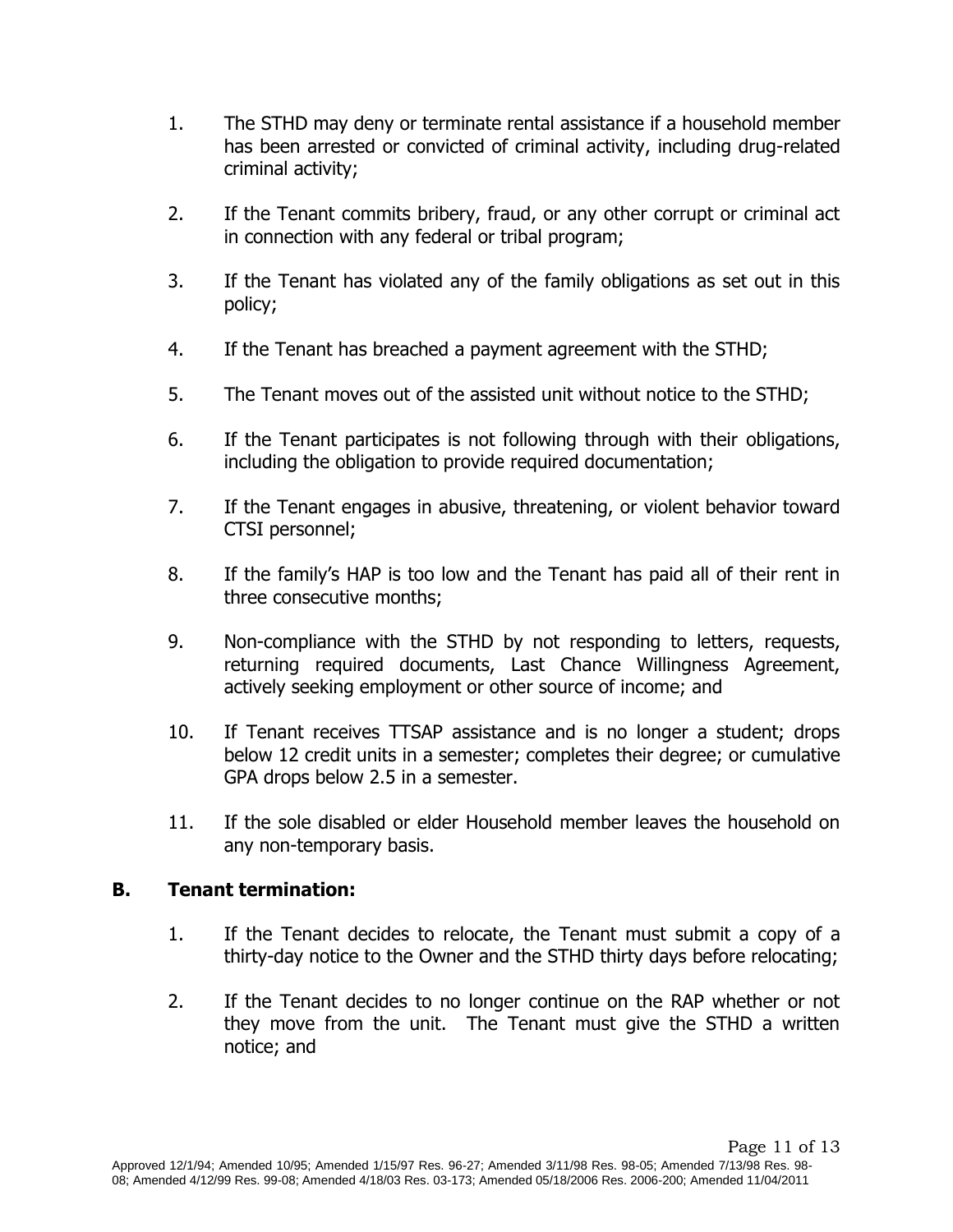1. The STHD may deny or terminate rental assistance if a household member has been arrested or convicted of criminal activity, including drug-related criminal activity;

2. If the Tenant commits bribery, fraud, or any other corrupt or criminal act in connection with any federal or tribal program;

3. If the Tenant has violated any of the family obligations as set out in this policy;

4. If the Tenant has breached a payment agreement with the STHD;

5. The Tenant moves out of the assisted unit without notice to the STHD;

6. If the Tenant participates is not following through with their obligations, including the obligation to provide required documentation;

7. If the Tenant engages in abusive, threatening, or violent behavior toward CTSI personnel;

8. If the family's HAP is too low and the Tenant has paid all of their rent in three consecutive months;

9. Non-compliance with the STHD by not responding to letters, requests, returning required documents, Last Chance Willingness Agreement, actively seeking employment or other source of income; and

10. If Tenant receives TTSAP assistance and is no longer a student; drops below 12 credit units in a semester; completes their degree; or cumulative GPA drops below 2.5 in a semester.

11. If the sole disabled or elder Household member leaves the household on any non-temporary basis.

## B. Tenant termination:

1. If the Tenant decides to relocate, the Tenant must submit a copy of a thirty-day notice to the Owner and the STHD thirty days before relocating;

2. If the Tenant decides to no longer continue on the RAP whether or not they move from the unit. The Tenant must give the STHD a written notice; and

Approved 12/1/94; Amended 10/95; Amended 1/15/97 Res. 96-27; Amended 3/11/98 Res. 98-05; Amended 7/13/98 Res. 98-08; Amended 4/12/99 Res. 99-08; Amended 4/18/03 Res. 03-173; Amended 05/18/2006 Res. 2006-200; Amended 11/04/2011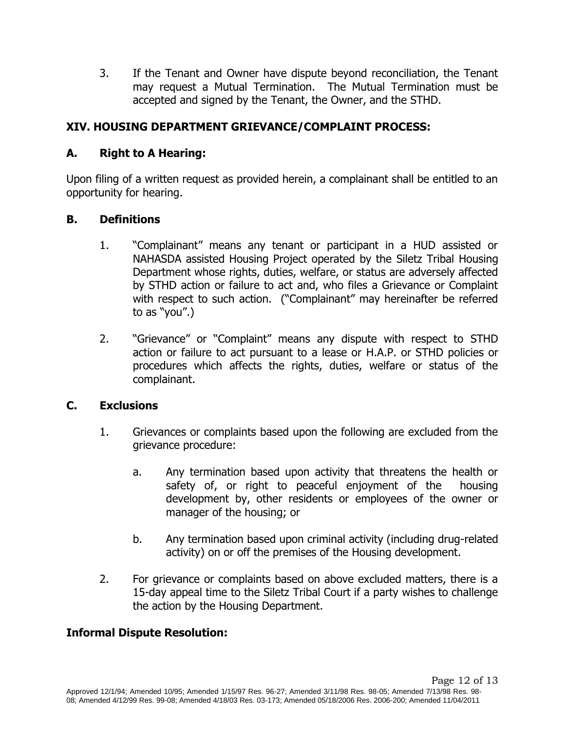3. If the Tenant and Owner have dispute beyond reconciliation, the Tenant may request a Mutual Termination. The Mutual Termination must be accepted and signed by the Tenant, the Owner, and the STHD.

## XIV. HOUSING DEPARTMENT GRIEVANCE/COMPLAINT PROCESS:

### A. Right to A Hearing:

Upon filing of a written request as provided herein, a complainant shall be entitled to an opportunity for hearing.

### B. Definitions

1. "Complainant" means any tenant or participant in a HUD assisted or NAHASDA assisted Housing Project operated by the Siletz Tribal Housing Department whose rights, duties, welfare, or status are adversely affected by STHD action or failure to act and, who files a Grievance or Complaint with respect to such action. ("Complainant" may hereinafter be referred to as "you".)

2. "Grievance" or "Complaint" means any dispute with respect to STHD action or failure to act pursuant to a lease or H.A.P. or STHD policies or procedures which affects the rights, duties, welfare or status of the complainant.

### C. Exclusions

1. Grievances or complaints based upon the following are excluded from the grievance procedure:

   a. Any termination based upon activity that threatens the health or safety of, or right to peaceful enjoyment of the housing development by, other residents or employees of the owner or manager of the housing; or

   b. Any termination based upon criminal activity (including drug-related activity) on or off the premises of the Housing development.

2. For grievance or complaints based on above excluded matters, there is a 15-day appeal time to the Siletz Tribal Court if a party wishes to challenge the action by the Housing Department.

### Informal Dispute Resolution:

Approved 12/1/94; Amended 10/95; Amended 1/15/97 Res. 96-27; Amended 3/11/98 Res. 98-05; Amended 7/13/98 Res. 98-08; Amended 4/12/99 Res. 99-08; Amended 4/18/03 Res. 03-173; Amended 05/18/2006 Res. 2006-200; Amended 11/04/2011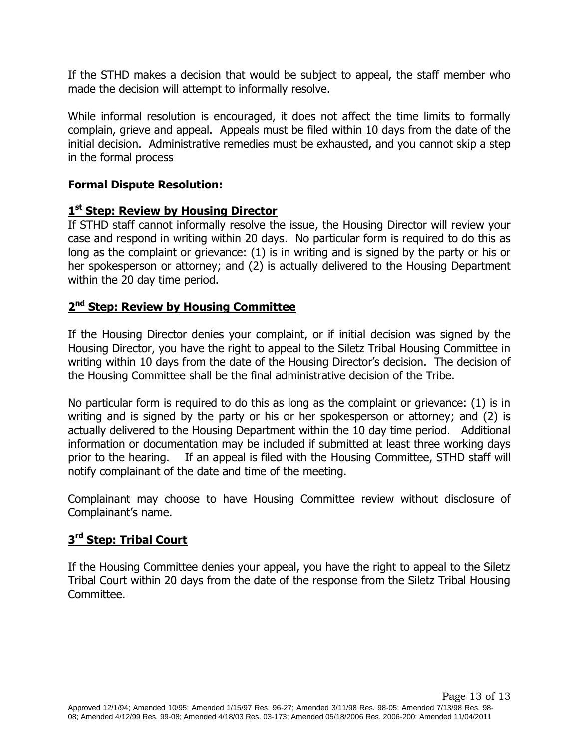If the STHD makes a decision that would be subject to appeal, the staff member who made the decision will attempt to informally resolve.

While informal resolution is encouraged, it does not affect the time limits to formally complain, grieve and appeal. Appeals must be filed within 10 days from the date of the initial decision. Administrative remedies must be exhausted, and you cannot skip a step in the formal process

**Formal Dispute Resolution:**

**1st Step: Review by Housing Director**

If STHD staff cannot informally resolve the issue, the Housing Director will review your case and respond in writing within 20 days. No particular form is required to do this as long as the complaint or grievance: (1) is in writing and is signed by the party or his or her spokesperson or attorney; and (2) is actually delivered to the Housing Department within the 20 day time period.

**2nd Step: Review by Housing Committee**

If the Housing Director denies your complaint, or if initial decision was signed by the Housing Director, you have the right to appeal to the Siletz Tribal Housing Committee in writing within 10 days from the date of the Housing Director's decision. The decision of the Housing Committee shall be the final administrative decision of the Tribe.

No particular form is required to do this as long as the complaint or grievance: (1) is in writing and is signed by the party or his or her spokesperson or attorney; and (2) is actually delivered to the Housing Department within the 10 day time period. Additional information or documentation may be included if submitted at least three working days prior to the hearing. If an appeal is filed with the Housing Committee, STHD staff will notify complainant of the date and time of the meeting.

Complainant may choose to have Housing Committee review without disclosure of Complainant's name.

**3rd Step: Tribal Court**

If the Housing Committee denies your appeal, you have the right to appeal to the Siletz Tribal Court within 20 days from the date of the response from the Siletz Tribal Housing Committee.